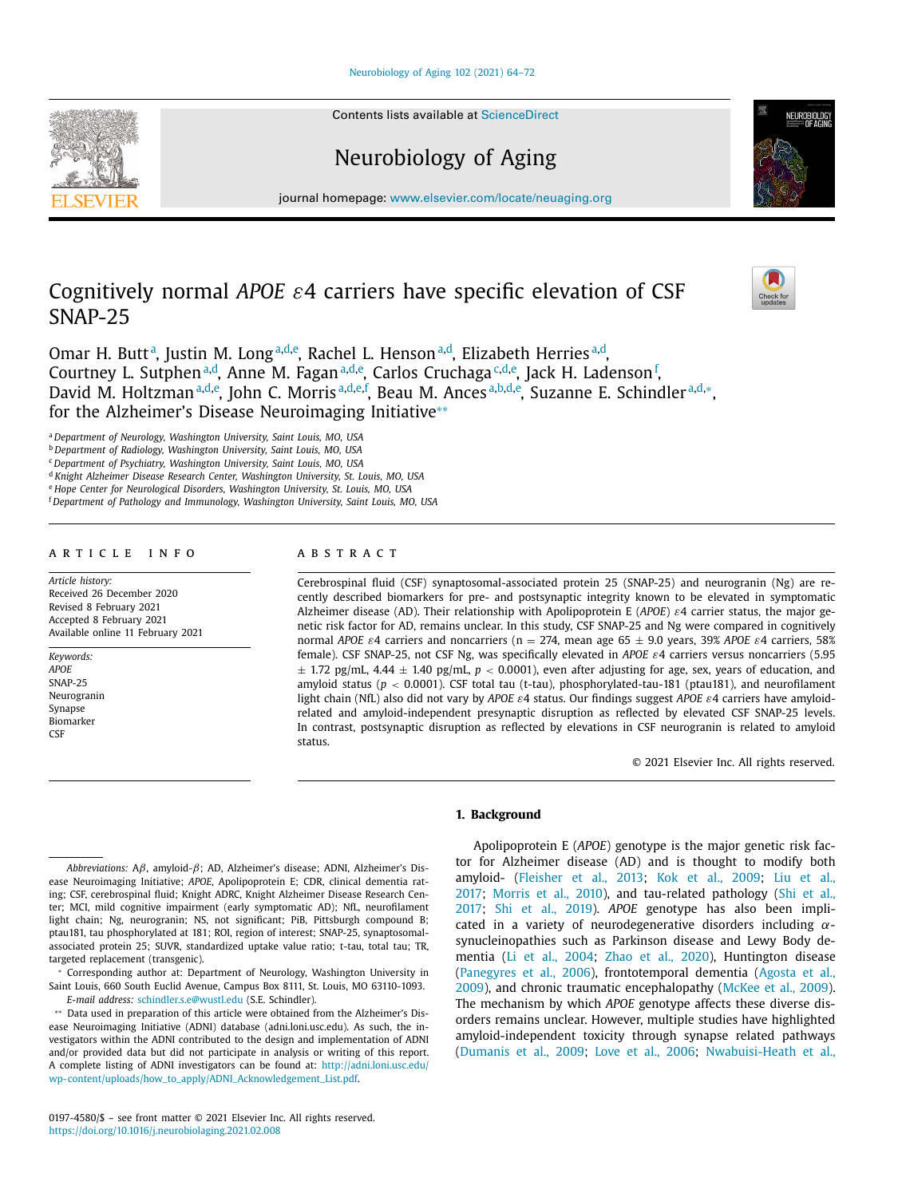Contents lists available at ScienceDirect

Neurobiology of Aging

journal homepage: www.elsevier.com/locate/neuaging.org

# Cognitively normal *APOE* ε4 carriers have specific elevation of CSF SNAP-25

Omar H. Butt[a], Justin M. Long[a,d,e], Rachel L. Henson[a,d], Elizabeth Herries[a,d], Courtney L. Sutphen[a,d], Anne M. Fagan[a,d,e], Carlos Cruchaga[c,d,e], Jack H. Ladenson[f], David M. Holtzman[a,d,e], John C. Morris[a,d,e,f], Beau M. Ances[a,b,d,e], Suzanne E. Schindler[a,d,*], for the Alzheimer's Disease Neuroimaging Initiative[**]

[a] *Department of Neurology, Washington University, Saint Louis, MO, USA*
[b] *Department of Radiology, Washington University, Saint Louis, MO, USA*
[c] *Department of Psychiatry, Washington University, Saint Louis, MO, USA*
[d] *Knight Alzheimer Disease Research Center, Washington University, St. Louis, MO, USA*
[e] *Hope Center for Neurological Disorders, Washington University, St. Louis, MO, USA*
[f] *Department of Pathology and Immunology, Washington University, Saint Louis, MO, USA*

## ARTICLE INFO

*Article history:*
Received 26 December 2020
Revised 8 February 2021
Accepted 8 February 2021
Available online 11 February 2021

*Keywords:*
*APOE*
SNAP-25
Neurogranin
Synapse
Biomarker
CSF

## ABSTRACT

Cerebrospinal fluid (CSF) synaptosomal-associated protein 25 (SNAP-25) and neurogranin (Ng) are recently described biomarkers for pre- and postsynaptic integrity known to be elevated in symptomatic Alzheimer disease (AD). Their relationship with Apolipoprotein E (*APOE*) ε4 carrier status, the major genetic risk factor for AD, remains unclear. In this study, CSF SNAP-25 and Ng were compared in cognitively normal *APOE* ε4 carriers and noncarriers (n = 274, mean age 65 ± 9.0 years, 39% *APOE* ε4 carriers, 58% female). CSF SNAP-25, not CSF Ng, was specifically elevated in *APOE* ε4 carriers versus noncarriers (5.95 ± 1.72 pg/mL, 4.44 ± 1.40 pg/mL, $p < 0.0001$), even after adjusting for age, sex, years of education, and amyloid status ($p < 0.0001$). CSF total tau (t-tau), phosphorylated-tau-181 (ptau181), and neurofilament light chain (NfL) also did not vary by *APOE* ε4 status. Our findings suggest *APOE* ε4 carriers have amyloid-related and amyloid-independent presynaptic disruption as reflected by elevated CSF SNAP-25 levels. In contrast, postsynaptic disruption as reflected by elevations in CSF neurogranin is related to amyloid status.

© 2021 Elsevier Inc. All rights reserved.

## 1. Background

Apolipoprotein E (*APOE*) genotype is the major genetic risk factor for Alzheimer disease (AD) and is thought to modify both amyloid- (Fleisher et al., 2013; Kok et al., 2009; Liu et al., 2017; Morris et al., 2010), and tau-related pathology (Shi et al., 2017; Shi et al., 2019). *APOE* genotype has also been implicated in a variety of neurodegenerative disorders including α-synucleinopathies such as Parkinson disease and Lewy Body dementia (Li et al., 2004; Zhao et al., 2020), Huntington disease (Panegyres et al., 2006), frontotemporal dementia (Agosta et al., 2009), and chronic traumatic encephalopathy (McKee et al., 2009). The mechanism by which *APOE* genotype affects these diverse disorders remains unclear. However, multiple studies have highlighted amyloid-independent toxicity through synapse related pathways (Dumanis et al., 2009; Love et al., 2006; Nwabuisi-Heath et al.,

*Abbreviations:* Aβ, amyloid-β; AD, Alzheimer's disease; ADNI, Alzheimer's Disease Neuroimaging Initiative; *APOE*, Apolipoprotein E; CDR, clinical dementia rating; CSF, cerebrospinal fluid; Knight ADRC, Knight Alzheimer Disease Research Center; MCI, mild cognitive impairment (early symptomatic AD); NfL, neurofilament light chain; Ng, neurogranin; NS, not significant; PiB, Pittsburgh compound B; ptau181, tau phosphorylated at 181; ROI, region of interest; SNAP-25, synaptosomal-associated protein 25; SUVR, standardized uptake value ratio; t-tau, total tau; TR, targeted replacement (transgenic).

* Corresponding author at: Department of Neurology, Washington University in Saint Louis, 660 South Euclid Avenue, Campus Box 8111, St. Louis, MO 63110-1093.
*E-mail address:* schindler.s.e@wustl.edu (S.E. Schindler).

** Data used in preparation of this article were obtained from the Alzheimer's Disease Neuroimaging Initiative (ADNI) database (adni.loni.usc.edu). As such, the investigators within the ADNI contributed to the design and implementation of ADNI and/or provided data but did not participate in analysis or writing of this report. A complete listing of ADNI investigators can be found at: http://adni.loni.usc.edu/wp-content/uploads/how_to_apply/ADNI_Acknowledgement_List.pdf.

0197-4580/$ – see front matter © 2021 Elsevier Inc. All rights reserved.
https://doi.org/10.1016/j.neurobiolaging.2021.02.008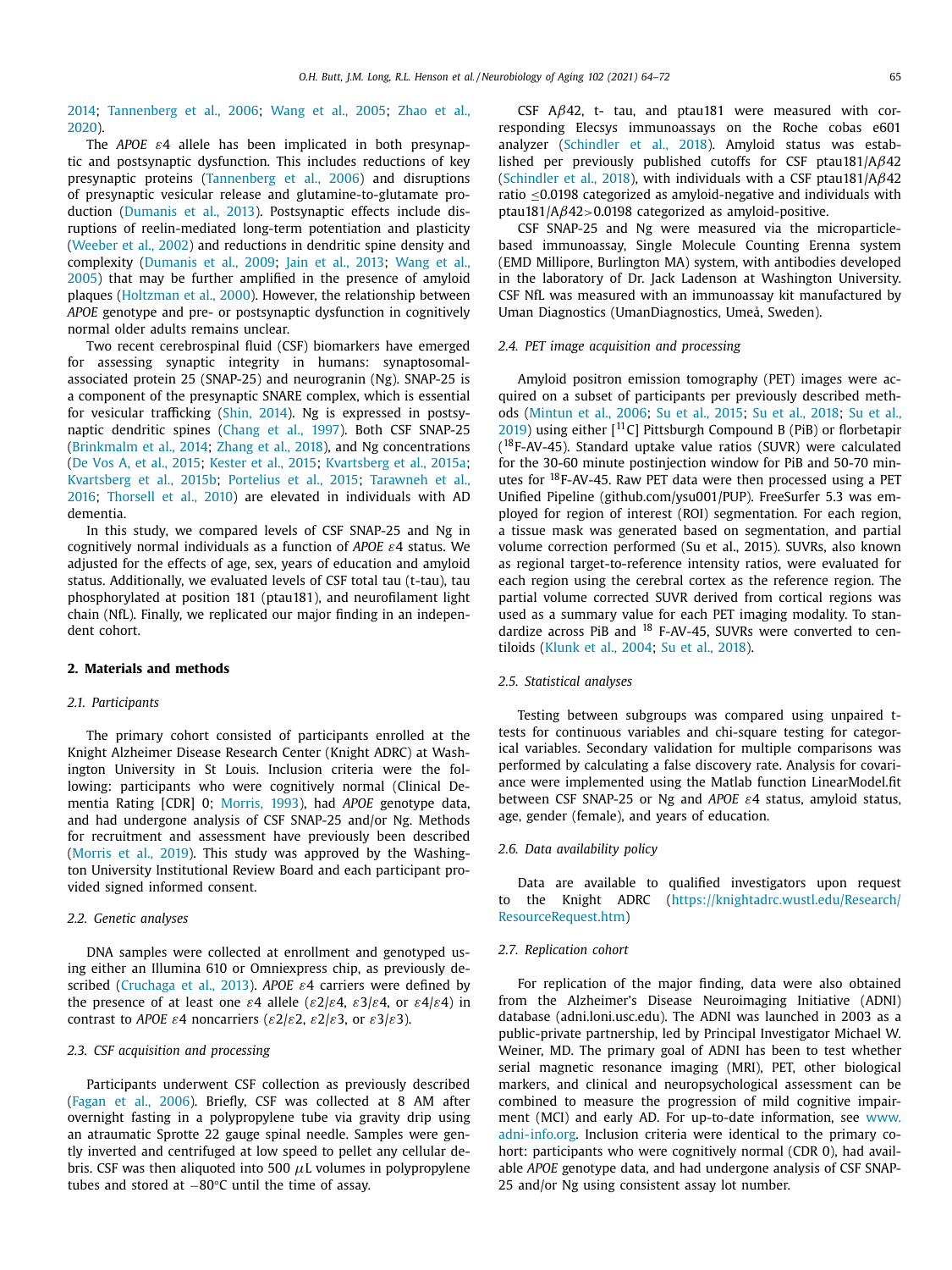2014; Tannenberg et al., 2006; Wang et al., 2005; Zhao et al., 2020).

The *APOE* ε4 allele has been implicated in both presynaptic and postsynaptic dysfunction. This includes reductions of key presynaptic proteins (Tannenberg et al., 2006) and disruptions of presynaptic vesicular release and glutamine-to-glutamate production (Dumanis et al., 2013). Postsynaptic effects include disruptions of reelin-mediated long-term potentiation and plasticity (Weeber et al., 2002) and reductions in dendritic spine density and complexity (Dumanis et al., 2009; Jain et al., 2013; Wang et al., 2005) that may be further amplified in the presence of amyloid plaques (Holtzman et al., 2000). However, the relationship between *APOE* genotype and pre- or postsynaptic dysfunction in cognitively normal older adults remains unclear.

Two recent cerebrospinal fluid (CSF) biomarkers have emerged for assessing synaptic integrity in humans: synaptosomal-associated protein 25 (SNAP-25) and neurogranin (Ng). SNAP-25 is a component of the presynaptic SNARE complex, which is essential for vesicular trafficking (Shin, 2014). Ng is expressed in postsynaptic dendritic spines (Chang et al., 1997). Both CSF SNAP-25 (Brinkmalm et al., 2014; Zhang et al., 2018), and Ng concentrations (De Vos A, et al., 2015; Kester et al., 2015; Kvartsberg et al., 2015a; Kvartsberg et al., 2015b; Portelius et al., 2015; Tarawneh et al., 2016; Thorsell et al., 2010) are elevated in individuals with AD dementia.

In this study, we compared levels of CSF SNAP-25 and Ng in cognitively normal individuals as a function of *APOE* ε4 status. We adjusted for the effects of age, sex, years of education and amyloid status. Additionally, we evaluated levels of CSF total tau (t-tau), tau phosphorylated at position 181 (ptau181), and neurofilament light chain (NfL). Finally, we replicated our major finding in an independent cohort.

## 2. Materials and methods

### 2.1. Participants

The primary cohort consisted of participants enrolled at the Knight Alzheimer Disease Research Center (Knight ADRC) at Washington University in St Louis. Inclusion criteria were the following: participants who were cognitively normal (Clinical Dementia Rating [CDR] 0; Morris, 1993), had *APOE* genotype data, and had undergone analysis of CSF SNAP-25 and/or Ng. Methods for recruitment and assessment have previously been described (Morris et al., 2019). This study was approved by the Washington University Institutional Review Board and each participant provided signed informed consent.

### 2.2. Genetic analyses

DNA samples were collected at enrollment and genotyped using either an Illumina 610 or Omniexpress chip, as previously described (Cruchaga et al., 2013). *APOE* ε4 carriers were defined by the presence of at least one ε4 allele (ε2/ε4, ε3/ε4, or ε4/ε4) in contrast to *APOE* ε4 noncarriers (ε2/ε2, ε2/ε3, or ε3/ε3).

### 2.3. CSF acquisition and processing

Participants underwent CSF collection as previously described (Fagan et al., 2006). Briefly, CSF was collected at 8 AM after overnight fasting in a polypropylene tube via gravity drip using an atraumatic Sprotte 22 gauge spinal needle. Samples were gently inverted and centrifuged at low speed to pellet any cellular debris. CSF was then aliquoted into 500 $\mu$L volumes in polypropylene tubes and stored at −80°C until the time of assay.

CSF Aβ42, t- tau, and ptau181 were measured with corresponding Elecsys immunoassays on the Roche cobas e601 analyzer (Schindler et al., 2018). Amyloid status was established per previously published cutoffs for CSF ptau181/Aβ42 (Schindler et al., 2018), with individuals with a CSF ptau181/Aβ42 ratio ≤0.0198 categorized as amyloid-negative and individuals with ptau181/Aβ42>0.0198 categorized as amyloid-positive.

CSF SNAP-25 and Ng were measured via the microparticle-based immunoassay, Single Molecule Counting Erenna system (EMD Millipore, Burlington MA) system, with antibodies developed in the laboratory of Dr. Jack Ladenson at Washington University. CSF NfL was measured with an immunoassay kit manufactured by Uman Diagnostics (UmanDiagnostics, Umeå, Sweden).

### 2.4. PET image acquisition and processing

Amyloid positron emission tomography (PET) images were acquired on a subset of participants per previously described methods (Mintun et al., 2006; Su et al., 2015; Su et al., 2018; Su et al., 2019) using either [$^{11}$C] Pittsburgh Compound B (PiB) or florbetapir ($^{18}$F-AV-45). Standard uptake value ratios (SUVR) were calculated for the 30-60 minute postinjection window for PiB and 50-70 minutes for $^{18}$F-AV-45. Raw PET data were then processed using a PET Unified Pipeline (github.com/ysu001/PUP). FreeSurfer 5.3 was employed for region of interest (ROI) segmentation. For each region, a tissue mask was generated based on segmentation, and partial volume correction performed (Su et al., 2015). SUVRs, also known as regional target-to-reference intensity ratios, were evaluated for each region using the cerebral cortex as the reference region. The partial volume corrected SUVR derived from cortical regions was used as a summary value for each PET imaging modality. To standardize across PiB and $^{18}$ F-AV-45, SUVRs were converted to centiloids (Klunk et al., 2004; Su et al., 2018).

### 2.5. Statistical analyses

Testing between subgroups was compared using unpaired t-tests for continuous variables and chi-square testing for categorical variables. Secondary validation for multiple comparisons was performed by calculating a false discovery rate. Analysis for covariance were implemented using the Matlab function LinearModel.fit between CSF SNAP-25 or Ng and *APOE* ε4 status, amyloid status, age, gender (female), and years of education.

### 2.6. Data availability policy

Data are available to qualified investigators upon request to the Knight ADRC (https://knightadrc.wustl.edu/Research/ResourceRequest.htm)

### 2.7. Replication cohort

For replication of the major finding, data were also obtained from the Alzheimer's Disease Neuroimaging Initiative (ADNI) database (adni.loni.usc.edu). The ADNI was launched in 2003 as a public-private partnership, led by Principal Investigator Michael W. Weiner, MD. The primary goal of ADNI has been to test whether serial magnetic resonance imaging (MRI), PET, other biological markers, and clinical and neuropsychological assessment can be combined to measure the progression of mild cognitive impairment (MCI) and early AD. For up-to-date information, see www.adni-info.org. Inclusion criteria were identical to the primary cohort: participants who were cognitively normal (CDR 0), had available *APOE* genotype data, and had undergone analysis of CSF SNAP-25 and/or Ng using consistent assay lot number.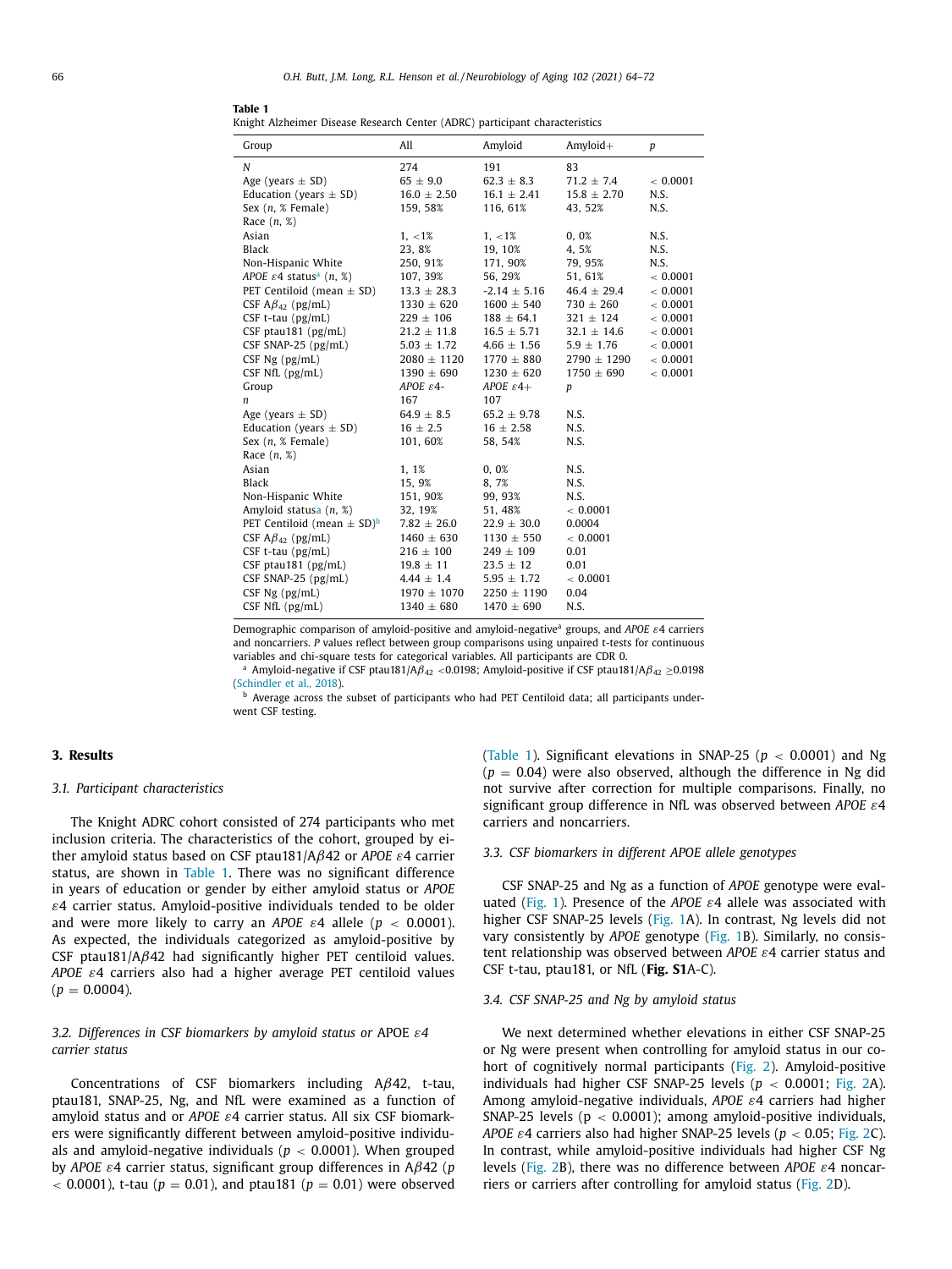**Table 1**
Knight Alzheimer Disease Research Center (ADRC) participant characteristics

| Group | All | Amyloid− | Amyloid+ | p |
|---|---|---|---|---|
| N | 274 | 191 | 83 | |
| Age (years ± SD) | 65 ± 9.0 | 62.3 ± 8.3 | 71.2 ± 7.4 | < 0.0001 |
| Education (years ± SD) | 16.0 ± 2.50 | 16.1 ± 2.41 | 15.8 ± 2.70 | N.S. |
| Sex (n, % Female) | 159, 58% | 116, 61% | 43, 52% | N.S. |
| Race (n, %) | | | | |
| Asian | 1, <1% | 1, <1% | 0, 0% | N.S. |
| Black | 23, 8% | 19, 10% | 4, 5% | N.S. |
| Non-Hispanic White | 250, 91% | 171, 90% | 79, 95% | N.S. |
| *APOE* ε4 status[a] (n, %) | 107, 39% | 56, 29% | 51, 61% | < 0.0001 |
| PET Centiloid (mean ± SD) | 13.3 ± 28.3 | -2.14 ± 5.16 | 46.4 ± 29.4 | < 0.0001 |
| CSF $A\beta_{42}$ (pg/mL) | 1330 ± 620 | 1600 ± 540 | 730 ± 260 | < 0.0001 |
| CSF t-tau (pg/mL) | 229 ± 106 | 188 ± 64.1 | 321 ± 124 | < 0.0001 |
| CSF ptau181 (pg/mL) | 21.2 ± 11.8 | 16.5 ± 5.71 | 32.1 ± 14.6 | < 0.0001 |
| CSF SNAP-25 (pg/mL) | 5.03 ± 1.72 | 4.66 ± 1.56 | 5.9 ± 1.76 | < 0.0001 |
| CSF Ng (pg/mL) | 2080 ± 1120 | 1770 ± 880 | 2790 ± 1290 | < 0.0001 |
| CSF NfL (pg/mL) | 1390 ± 690 | 1230 ± 620 | 1750 ± 690 | < 0.0001 |
| Group | *APOE* ε4- | *APOE* ε4+ | p | |
| n | 167 | 107 | | |
| Age (years ± SD) | 64.9 ± 8.5 | 65.2 ± 9.78 | N.S. | |
| Education (years ± SD) | 16 ± 2.5 | 16 ± 2.58 | N.S. | |
| Sex (n, % Female) | 101, 60% | 58, 54% | N.S. | |
| Race (n, %) | | | | |
| Asian | 1, 1% | 0, 0% | N.S. | |
| Black | 15, 9% | 8, 7% | N.S. | |
| Non-Hispanic White | 151, 90% | 99, 93% | N.S. | |
| Amyloid status[a] (n, %) | 32, 19% | 51, 48% | < 0.0001 | |
| PET Centiloid (mean ± SD)[b] | 7.82 ± 26.0 | 22.9 ± 30.0 | 0.0004 | |
| CSF $A\beta_{42}$ (pg/mL) | 1460 ± 630 | 1130 ± 550 | < 0.0001 | |
| CSF t-tau (pg/mL) | 216 ± 100 | 249 ± 109 | 0.01 | |
| CSF ptau181 (pg/mL) | 19.8 ± 11 | 23.5 ± 12 | 0.01 | |
| CSF SNAP-25 (pg/mL) | 4.44 ± 1.4 | 5.95 ± 1.72 | < 0.0001 | |
| CSF Ng (pg/mL) | 1970 ± 1070 | 2250 ± 1190 | 0.04 | |
| CSF NfL (pg/mL) | 1340 ± 680 | 1470 ± 690 | N.S. | |

Demographic comparison of amyloid-positive and amyloid-negative[a] groups, and *APOE* ε4 carriers and noncarriers. *P* values reflect between group comparisons using unpaired t-tests for continuous variables and chi-square tests for categorical variables. All participants are CDR 0.

[a] Amyloid-negative if CSF ptau181/$A\beta_{42}$ <0.0198; Amyloid-positive if CSF ptau181/$A\beta_{42}$ ≥0.0198 (Schindler et al., 2018).

[b] Average across the subset of participants who had PET Centiloid data; all participants underwent CSF testing.

## 3. Results

### 3.1. Participant characteristics

The Knight ADRC cohort consisted of 274 participants who met inclusion criteria. The characteristics of the cohort, grouped by either amyloid status based on CSF ptau181/$A\beta$42 or *APOE* ε4 carrier status, are shown in Table 1. There was no significant difference in years of education or gender by either amyloid status or *APOE* ε4 carrier status. Amyloid-positive individuals tended to be older and were more likely to carry an *APOE* ε4 allele ($p < 0.0001$). As expected, the individuals categorized as amyloid-positive by CSF ptau181/$A\beta$42 had significantly higher PET centiloid values. *APOE* ε4 carriers also had a higher average PET centiloid values ($p = 0.0004$).

### 3.2. Differences in CSF biomarkers by amyloid status or APOE ε4 carrier status

Concentrations of CSF biomarkers including $A\beta$42, t-tau, ptau181, SNAP-25, Ng, and NfL were examined as a function of amyloid status and or *APOE* ε4 carrier status. All six CSF biomarkers were significantly different between amyloid-positive individuals and amyloid-negative individuals ($p < 0.0001$). When grouped by *APOE* ε4 carrier status, significant group differences in $A\beta$42 ($p < 0.0001$), t-tau ($p = 0.01$), and ptau181 ($p = 0.01$) were observed (Table 1). Significant elevations in SNAP-25 ($p < 0.0001$) and Ng ($p = 0.04$) were also observed, although the difference in Ng did not survive after correction for multiple comparisons. Finally, no significant group difference in NfL was observed between *APOE* ε4 carriers and noncarriers.

### 3.3. CSF biomarkers in different APOE allele genotypes

CSF SNAP-25 and Ng as a function of *APOE* genotype were evaluated (Fig. 1). Presence of the *APOE* ε4 allele was associated with higher CSF SNAP-25 levels (Fig. 1A). In contrast, Ng levels did not vary consistently by *APOE* genotype (Fig. 1B). Similarly, no consistent relationship was observed between *APOE* ε4 carrier status and CSF t-tau, ptau181, or NfL (**Fig. S1**A-C).

### 3.4. CSF SNAP-25 and Ng by amyloid status

We next determined whether elevations in either CSF SNAP-25 or Ng were present when controlling for amyloid status in our cohort of cognitively normal participants (Fig. 2). Amyloid-positive individuals had higher CSF SNAP-25 levels ($p < 0.0001$; Fig. 2A). Among amyloid-negative individuals, *APOE* ε4 carriers had higher SNAP-25 levels ($p < 0.0001$); among amyloid-positive individuals, *APOE* ε4 carriers also had higher SNAP-25 levels ($p < 0.05$; Fig. 2C). In contrast, while amyloid-positive individuals had higher CSF Ng levels (Fig. 2B), there was no difference between *APOE* ε4 noncarriers or carriers after controlling for amyloid status (Fig. 2D).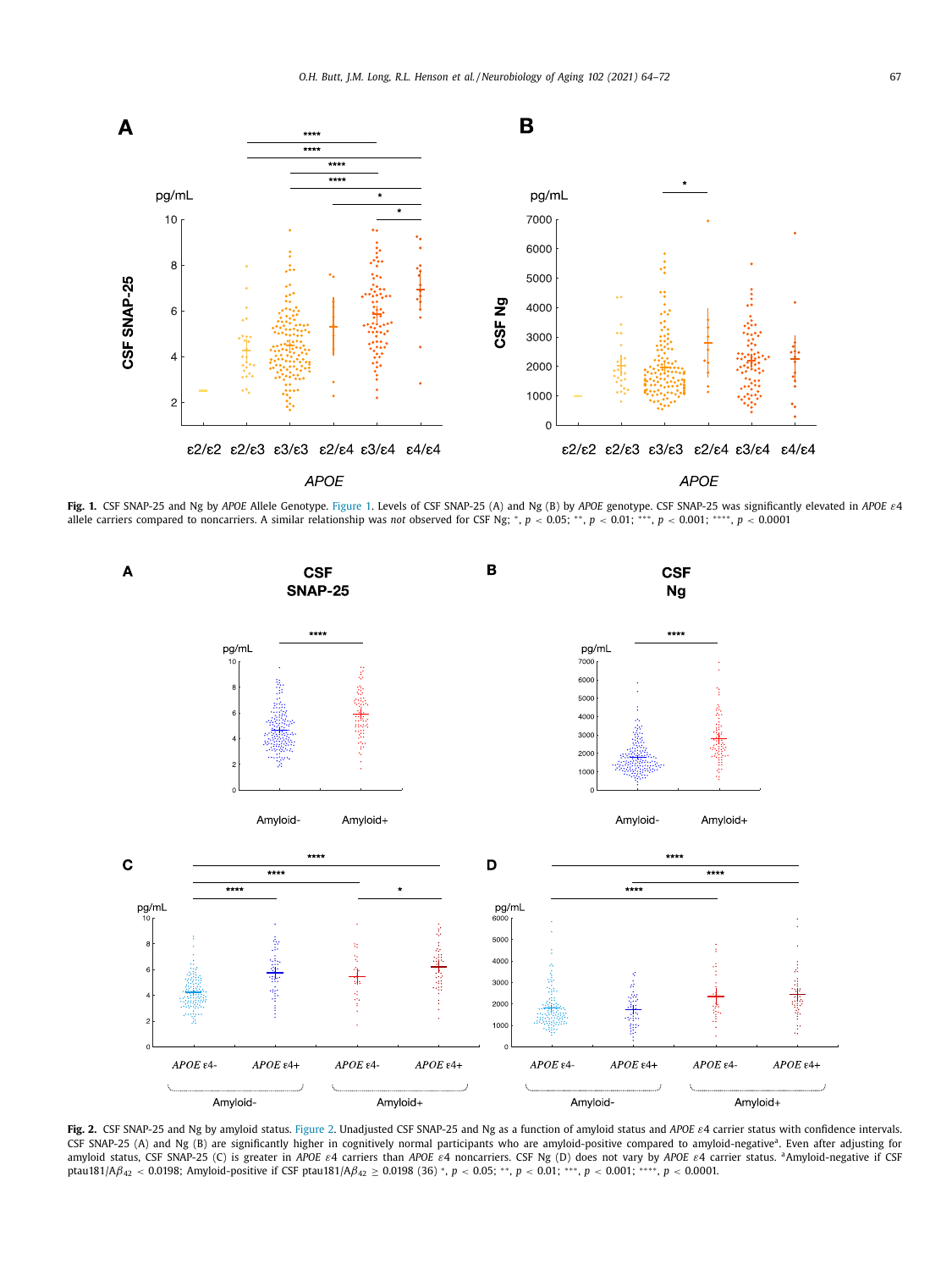**Fig. 1.** CSF SNAP-25 and Ng by *APOE* Allele Genotype. Figure 1. Levels of CSF SNAP-25 (A) and Ng (B) by *APOE* genotype. CSF SNAP-25 was significantly elevated in *APOE* ε4 allele carriers compared to noncarriers. A similar relationship was *not* observed for CSF Ng; *, $p < 0.05$; **, $p < 0.01$; ***, $p < 0.001$; ****, $p < 0.0001$

**Fig. 2.** CSF SNAP-25 and Ng by amyloid status. Figure 2. Unadjusted CSF SNAP-25 and Ng as a function of amyloid status and *APOE* ε4 carrier status with confidence intervals. CSF SNAP-25 (A) and Ng (B) are significantly higher in cognitively normal participants who are amyloid-positive compared to amyloid-negative[a]. Even after adjusting for amyloid status, CSF SNAP-25 (C) is greater in *APOE* ε4 carriers than *APOE* ε4 noncarriers. CSF Ng (D) does not vary by *APOE* ε4 carrier status. [a]Amyloid-negative if CSF ptau181/A$\beta_{42}$ < 0.0198; Amyloid-positive if CSF ptau181/A$\beta_{42}$ ≥ 0.0198 (36) *, $p < 0.05$; **, $p < 0.01$; ***, $p < 0.001$; ****, $p < 0.0001$.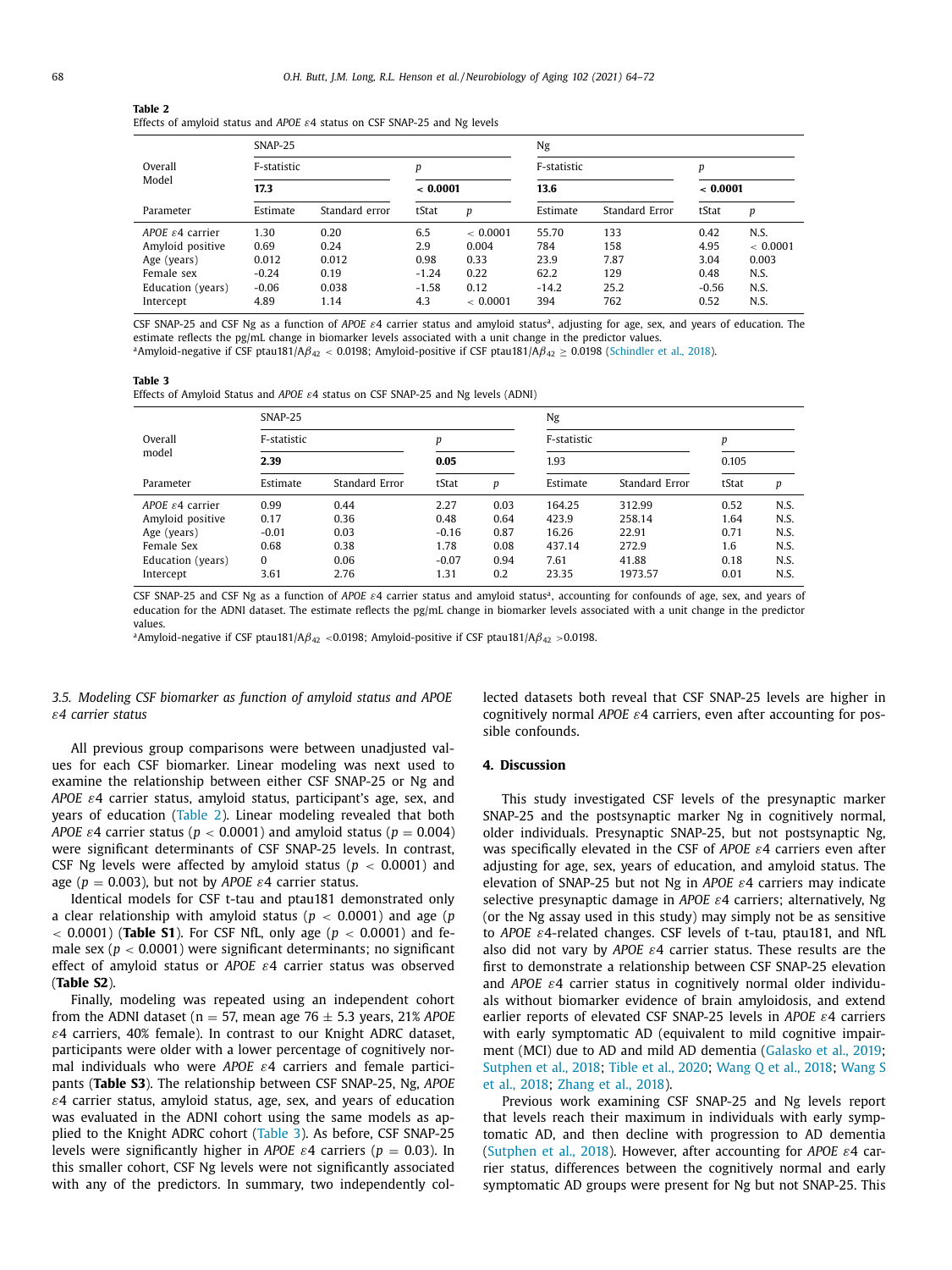**Table 2**
Effects of amyloid status and *APOE* ε4 status on CSF SNAP-25 and Ng levels

| Overall Model | SNAP-25 | | | | Ng | | | |
|---|---|---|---|---|---|---|---|---|
| | F-statistic | | p | | F-statistic | | p | |
| | **17.3** | | **< 0.0001** | | **13.6** | | **< 0.0001** | |
| Parameter | Estimate | Standard error | tStat | p | Estimate | Standard Error | tStat | p |
| *APOE* ε4 carrier | 1.30 | 0.20 | 6.5 | < 0.0001 | 55.70 | 133 | 0.42 | N.S. |
| Amyloid positive | 0.69 | 0.24 | 2.9 | 0.004 | 784 | 158 | 4.95 | < 0.0001 |
| Age (years) | 0.012 | 0.012 | 0.98 | 0.33 | 23.9 | 7.87 | 3.04 | 0.003 |
| Female sex | -0.24 | 0.19 | -1.24 | 0.22 | 62.2 | 129 | 0.48 | N.S. |
| Education (years) | -0.06 | 0.038 | -1.58 | 0.12 | -14.2 | 25.2 | -0.56 | N.S. |
| Intercept | 4.89 | 1.14 | 4.3 | < 0.0001 | 394 | 762 | 0.52 | N.S. |

CSF SNAP-25 and CSF Ng as a function of *APOE* ε4 carrier status and amyloid status[a], adjusting for age, sex, and years of education. The estimate reflects the pg/mL change in biomarker levels associated with a unit change in the predictor values.
[a]Amyloid-negative if CSF ptau181/A$\beta_{42}$ < 0.0198; Amyloid-positive if CSF ptau181/A$\beta_{42}$ ≥ 0.0198 (Schindler et al., 2018).

**Table 3**
Effects of Amyloid Status and *APOE* ε4 status on CSF SNAP-25 and Ng levels (ADNI)

| Overall model | SNAP-25 | | | | Ng | | | |
|---|---|---|---|---|---|---|---|---|
| | F-statistic | | p | | F-statistic | | p | |
| | **2.39** | | **0.05** | | 1.93 | | 0.105 | |
| Parameter | Estimate | Standard Error | tStat | p | Estimate | Standard Error | tStat | p |
| *APOE* ε4 carrier | 0.99 | 0.44 | 2.27 | 0.03 | 164.25 | 312.99 | 0.52 | N.S. |
| Amyloid positive | 0.17 | 0.36 | 0.48 | 0.64 | 423.9 | 258.14 | 1.64 | N.S. |
| Age (years) | -0.01 | 0.03 | -0.16 | 0.87 | 16.26 | 22.91 | 0.71 | N.S. |
| Female Sex | 0.68 | 0.38 | 1.78 | 0.08 | 437.14 | 272.9 | 1.6 | N.S. |
| Education (years) | 0 | 0.06 | -0.07 | 0.94 | 7.61 | 41.88 | 0.18 | N.S. |
| Intercept | 3.61 | 2.76 | 1.31 | 0.2 | 23.35 | 1973.57 | 0.01 | N.S. |

CSF SNAP-25 and CSF Ng as a function of *APOE* ε4 carrier status and amyloid status[a], accounting for confounds of age, sex, and years of education for the ADNI dataset. The estimate reflects the pg/mL change in biomarker levels associated with a unit change in the predictor values.
[a]Amyloid-negative if CSF ptau181/A$\beta_{42}$ <0.0198; Amyloid-positive if CSF ptau181/A$\beta_{42}$ >0.0198.

### 3.5. Modeling CSF biomarker as function of amyloid status and APOE ε4 carrier status

All previous group comparisons were between unadjusted values for each CSF biomarker. Linear modeling was next used to examine the relationship between either CSF SNAP-25 or Ng and *APOE* ε4 carrier status, amyloid status, participant's age, sex, and years of education (Table 2). Linear modeling revealed that both *APOE* ε4 carrier status ($p < 0.0001$) and amyloid status ($p = 0.004$) were significant determinants of CSF SNAP-25 levels. In contrast, CSF Ng levels were affected by amyloid status ($p < 0.0001$) and age ($p = 0.003$), but not by *APOE* ε4 carrier status.

Identical models for CSF t-tau and ptau181 demonstrated only a clear relationship with amyloid status ($p < 0.0001$) and age ($p < 0.0001$) (**Table S1**). For CSF NfL, only age ($p < 0.0001$) and female sex ($p < 0.0001$) were significant determinants; no significant effect of amyloid status or *APOE* ε4 carrier status was observed (**Table S2**).

Finally, modeling was repeated using an independent cohort from the ADNI dataset (n = 57, mean age 76 ± 5.3 years, 21% *APOE* ε4 carriers, 40% female). In contrast to our Knight ADRC dataset, participants were older with a lower percentage of cognitively normal individuals who were *APOE* ε4 carriers and female participants (**Table S3**). The relationship between CSF SNAP-25, Ng, *APOE* ε4 carrier status, amyloid status, age, sex, and years of education was evaluated in the ADNI cohort using the same models as applied to the Knight ADRC cohort (Table 3). As before, CSF SNAP-25 levels were significantly higher in *APOE* ε4 carriers ($p = 0.03$). In this smaller cohort, CSF Ng levels were not significantly associated with any of the predictors. In summary, two independently collected datasets both reveal that CSF SNAP-25 levels are higher in cognitively normal *APOE* ε4 carriers, even after accounting for possible confounds.

## 4. Discussion

This study investigated CSF levels of the presynaptic marker SNAP-25 and the postsynaptic marker Ng in cognitively normal, older individuals. Presynaptic SNAP-25, but not postsynaptic Ng, was specifically elevated in the CSF of *APOE* ε4 carriers even after adjusting for age, sex, years of education, and amyloid status. The elevation of SNAP-25 but not Ng in *APOE* ε4 carriers may indicate selective presynaptic damage in *APOE* ε4 carriers; alternatively, Ng (or the Ng assay used in this study) may simply not be as sensitive to *APOE* ε4-related changes. CSF levels of t-tau, ptau181, and NfL also did not vary by *APOE* ε4 carrier status. These results are the first to demonstrate a relationship between CSF SNAP-25 elevation and *APOE* ε4 carrier status in cognitively normal older individuals without biomarker evidence of brain amyloidosis, and extend earlier reports of elevated CSF SNAP-25 levels in *APOE* ε4 carriers with early symptomatic AD (equivalent to mild cognitive impairment (MCI) due to AD and mild AD dementia (Galasko et al., 2019; Sutphen et al., 2018; Tible et al., 2020; Wang Q et al., 2018; Wang S et al., 2018; Zhang et al., 2018).

Previous work examining CSF SNAP-25 and Ng levels report that levels reach their maximum in individuals with early symptomatic AD, and then decline with progression to AD dementia (Sutphen et al., 2018). However, after accounting for *APOE* ε4 carrier status, differences between the cognitively normal and early symptomatic AD groups were present for Ng but not SNAP-25. This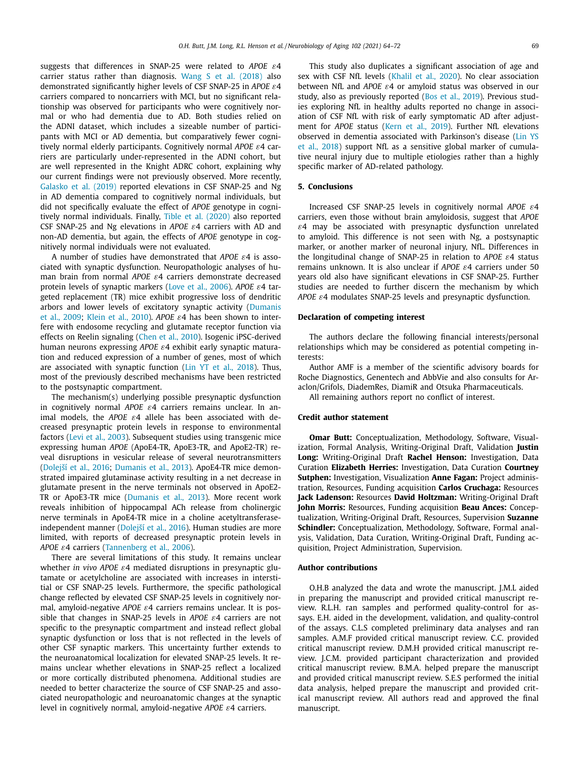suggests that differences in SNAP-25 were related to *APOE* $\varepsilon$4 carrier status rather than diagnosis. Wang S et al. (2018) also demonstrated significantly higher levels of CSF SNAP-25 in *APOE* $\varepsilon$4 carriers compared to noncarriers with MCI, but no significant relationship was observed for participants who were cognitively normal or who had dementia due to AD. Both studies relied on the ADNI dataset, which includes a sizeable number of participants with MCI or AD dementia, but comparatively fewer cognitively normal elderly participants. Cognitively normal *APOE* $\varepsilon$4 carriers are particularly under-represented in the ADNI cohort, but are well represented in the Knight ADRC cohort, explaining why our current findings were not previously observed. More recently, Galasko et al. (2019) reported elevations in CSF SNAP-25 and Ng in AD dementia compared to cognitively normal individuals, but did not specifically evaluate the effect of *APOE* genotype in cognitively normal individuals. Finally, Tible et al. (2020) also reported CSF SNAP-25 and Ng elevations in *APOE* $\varepsilon$4 carriers with AD and non-AD dementia, but again, the effects of *APOE* genotype in cognitively normal individuals were not evaluated.

A number of studies have demonstrated that *APOE* $\varepsilon$4 is associated with synaptic dysfunction. Neuropathologic analyses of human brain from normal *APOE* $\varepsilon$4 carriers demonstrate decreased protein levels of synaptic markers (Love et al., 2006). *APOE* $\varepsilon$4 targeted replacement (TR) mice exhibit progressive loss of dendritic arbors and lower levels of excitatory synaptic activity (Dumanis et al., 2009; Klein et al., 2010). *APOE* $\varepsilon$4 has been shown to interfere with endosome recycling and glutamate receptor function via effects on Reelin signaling (Chen et al., 2010). Isogenic iPSC-derived human neurons expressing *APOE* $\varepsilon$4 exhibit early synaptic maturation and reduced expression of a number of genes, most of which are associated with synaptic function (Lin YT et al., 2018). Thus, most of the previously described mechanisms have been restricted to the postsynaptic compartment.

The mechanism(s) underlying possible presynaptic dysfunction in cognitively normal *APOE* $\varepsilon$4 carriers remains unclear. In animal models, the *APOE* $\varepsilon$4 allele has been associated with decreased presynaptic protein levels in response to environmental factors (Levi et al., 2003). Subsequent studies using transgenic mice expressing human *APOE* (ApoE4-TR, ApoE3-TR, and ApoE2-TR) reveal disruptions in vesicular release of several neurotransmitters (Dolejší et al., 2016; Dumanis et al., 2013). ApoE4-TR mice demonstrated impaired glutaminase activity resulting in a net decrease in glutamate present in the nerve terminals not observed in ApoE2-TR or ApoE3-TR mice (Dumanis et al., 2013). More recent work reveals inhibition of hippocampal ACh release from cholinergic nerve terminals in ApoE4-TR mice in a choline acetyltransferase-independent manner (Dolejší et al., 2016). Human studies are more limited, with reports of decreased presynaptic protein levels in *APOE* $\varepsilon$4 carriers (Tannenberg et al., 2006).

There are several limitations of this study. It remains unclear whether *in vivo* *APOE* $\varepsilon$4 mediated disruptions in presynaptic glutamate or acetylcholine are associated with increases in interstitial or CSF SNAP-25 levels. Furthermore, the specific pathological change reflected by elevated CSF SNAP-25 levels in cognitively normal, amyloid-negative *APOE* $\varepsilon$4 carriers remains unclear. It is possible that changes in SNAP-25 levels in *APOE* $\varepsilon$4 carriers are not specific to the presynaptic compartment and instead reflect global synaptic dysfunction or loss that is not reflected in the levels of other CSF synaptic markers. This uncertainty further extends to the neuroanatomical localization for elevated SNAP-25 levels. It remains unclear whether elevations in SNAP-25 reflect a localized or more cortically distributed phenomena. Additional studies are needed to better characterize the source of CSF SNAP-25 and associated neuropathologic and neuroanatomic changes at the synaptic level in cognitively normal, amyloid-negative *APOE* $\varepsilon$4 carriers.

This study also duplicates a significant association of age and sex with CSF NfL levels (Khalil et al., 2020). No clear association between NfL and *APOE* $\varepsilon$4 or amyloid status was observed in our study, also as previously reported (Bos et al., 2019). Previous studies exploring NfL in healthy adults reported no change in association of CSF NfL with risk of early symptomatic AD after adjustment for *APOE* status (Kern et al., 2019). Further NfL elevations observed in dementia associated with Parkinson's disease (Lin YS et al., 2018) support NfL as a sensitive global marker of cumulative neural injury due to multiple etiologies rather than a highly specific marker of AD-related pathology.

## 5. Conclusions

Increased CSF SNAP-25 levels in cognitively normal *APOE* $\varepsilon$4 carriers, even those without brain amyloidosis, suggest that *APOE* $\varepsilon$4 may be associated with presynaptic dysfunction unrelated to amyloid. This difference is not seen with Ng, a postsynaptic marker, or another marker of neuronal injury, NfL. Differences in the longitudinal change of SNAP-25 in relation to *APOE* $\varepsilon$4 status remains unknown. It is also unclear if *APOE* $\varepsilon$4 carriers under 50 years old also have significant elevations in CSF SNAP-25. Further studies are needed to further discern the mechanism by which *APOE* $\varepsilon$4 modulates SNAP-25 levels and presynaptic dysfunction.

## Declaration of competing interest

The authors declare the following financial interests/personal relationships which may be considered as potential competing interests:

Author AMF is a member of the scientific advisory boards for Roche Diagnostics, Genentech and AbbVie and also consults for Araclon/Grifols, DiademRes, DiamiR and Otsuka Pharmaceuticals.

All remaining authors report no conflict of interest.

## Credit author statement

**Omar Butt:** Conceptualization, Methodology, Software, Visualization, Formal Analysis, Writing-Original Draft, Validation **Justin Long:** Writing-Original Draft **Rachel Henson:** Investigation, Data Curation **Elizabeth Herries:** Investigation, Data Curation **Courtney Sutphen:** Investigation, Visualization **Anne Fagan:** Project administration, Resources, Funding acquisition **Carlos Cruchaga:** Resources **Jack Ladenson:** Resources **David Holtzman:** Writing-Original Draft **John Morris:** Resources, Funding acquisition **Beau Ances:** Conceptualization, Writing-Original Draft, Resources, Supervision **Suzanne Schindler:** Conceptualization, Methodology, Software, Formal analysis, Validation, Data Curation, Writing-Original Draft, Funding acquisition, Project Administration, Supervision.

## Author contributions

O.H.B analyzed the data and wrote the manuscript. J.M.L aided in preparing the manuscript and provided critical manuscript review. R.L.H. ran samples and performed quality-control for assays. E.H. aided in the development, validation, and quality-control of the assays. C.L.S completed preliminary data analyses and ran samples. A.M.F provided critical manuscript review. C.C. provided critical manuscript review. D.M.H provided critical manuscript review. J.C.M. provided participant characterization and provided critical manuscript review. B.M.A. helped prepare the manuscript and provided critical manuscript review. S.E.S performed the initial data analysis, helped prepare the manuscript and provided critical manuscript review. All authors read and approved the final manuscript.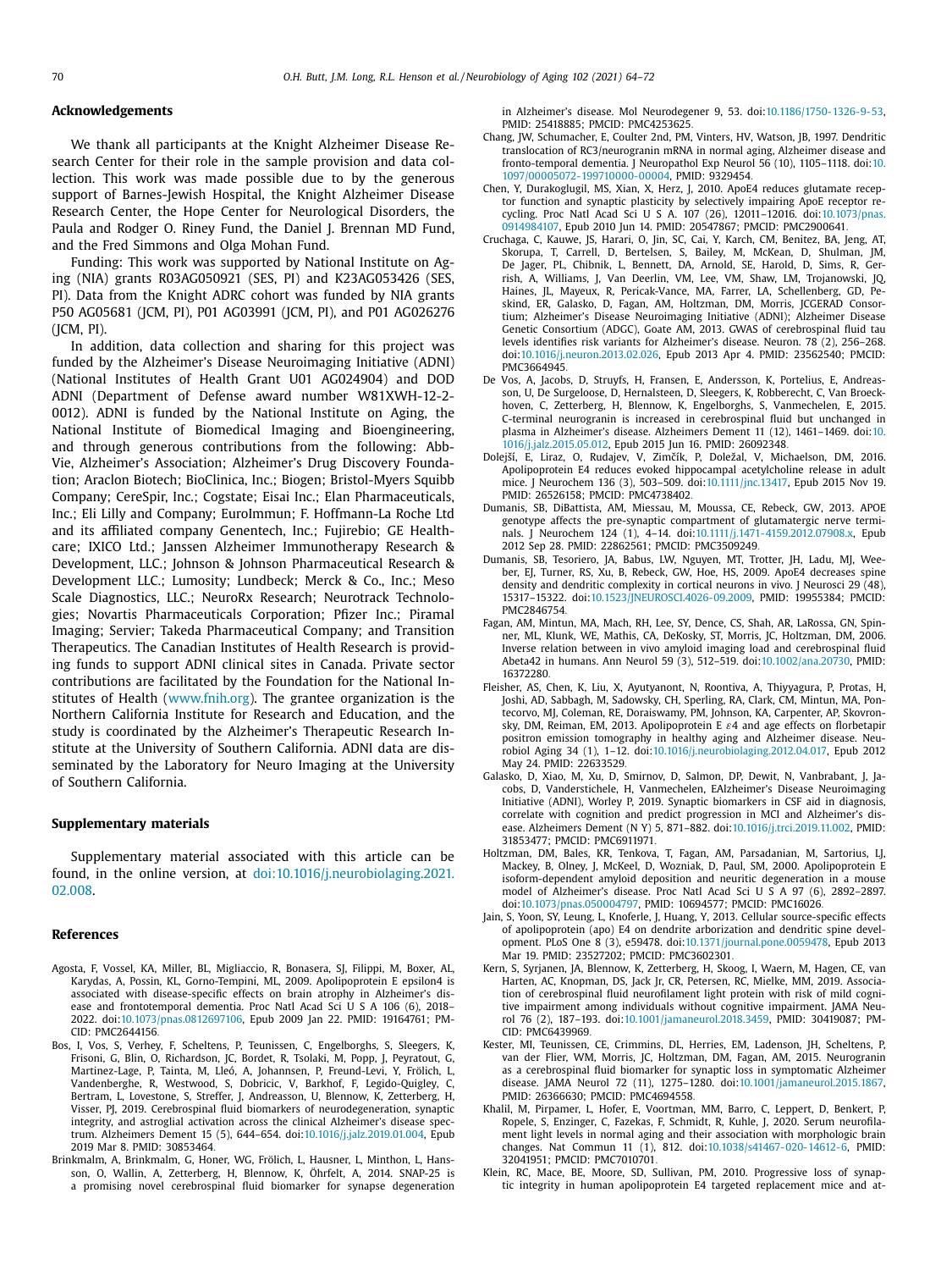## Acknowledgements

We thank all participants at the Knight Alzheimer Disease Research Center for their role in the sample provision and data collection. This work was made possible due to by the generous support of Barnes-Jewish Hospital, the Knight Alzheimer Disease Research Center, the Hope Center for Neurological Disorders, the Paula and Rodger O. Riney Fund, the Daniel J. Brennan MD Fund, and the Fred Simmons and Olga Mohan Fund.

Funding: This work was supported by National Institute on Aging (NIA) grants R03AG050921 (SES, PI) and K23AG053426 (SES, PI). Data from the Knight ADRC cohort was funded by NIA grants P50 AG05681 (JCM, PI), P01 AG03991 (JCM, PI), and P01 AG026276 (JCM, PI).

In addition, data collection and sharing for this project was funded by the Alzheimer's Disease Neuroimaging Initiative (ADNI) (National Institutes of Health Grant U01 AG024904) and DOD ADNI (Department of Defense award number W81XWH-12-2-0012). ADNI is funded by the National Institute on Aging, the National Institute of Biomedical Imaging and Bioengineering, and through generous contributions from the following: AbbVie, Alzheimer's Association; Alzheimer's Drug Discovery Foundation; Araclon Biotech; BioClinica, Inc.; Biogen; Bristol-Myers Squibb Company; CereSpir, Inc.; Cogstate; Eisai Inc.; Elan Pharmaceuticals, Inc.; Eli Lilly and Company; EuroImmun; F. Hoffmann-La Roche Ltd and its affiliated company Genentech, Inc.; Fujirebio; GE Healthcare; IXICO Ltd.; Janssen Alzheimer Immunotherapy Research & Development, LLC.; Johnson & Johnson Pharmaceutical Research & Development LLC.; Lumosity; Lundbeck; Merck & Co., Inc.; Meso Scale Diagnostics, LLC.; NeuroRx Research; Neurotrack Technologies; Novartis Pharmaceuticals Corporation; Pfizer Inc.; Piramal Imaging; Servier; Takeda Pharmaceutical Company; and Transition Therapeutics. The Canadian Institutes of Health Research is providing funds to support ADNI clinical sites in Canada. Private sector contributions are facilitated by the Foundation for the National Institutes of Health (www.fnih.org). The grantee organization is the Northern California Institute for Research and Education, and the study is coordinated by the Alzheimer's Therapeutic Research Institute at the University of Southern California. ADNI data are disseminated by the Laboratory for Neuro Imaging at the University of Southern California.

## Supplementary materials

Supplementary material associated with this article can be found, in the online version, at doi:10.1016/j.neurobiolaging.2021.02.008.

## References

Agosta, F, Vossel, KA, Miller, BL, Migliaccio, R, Bonasera, SJ, Filippi, M, Boxer, AL, Karydas, A, Possin, KL, Gorno-Tempini, ML, 2009. Apolipoprotein E epsilon4 is associated with disease-specific effects on brain atrophy in Alzheimer's disease and frontotemporal dementia. Proc Natl Acad Sci U S A 106 (6), 2018–2022. doi:10.1073/pnas.0812697106, Epub 2009 Jan 22. PMID: 19164761; PMCID: PMC2644156.

Bos, I, Vos, S, Verhey, F, Scheltens, P, Teunissen, C, Engelborghs, S, Sleegers, K, Frisoni, G, Blin, O, Richardson, JC, Bordet, R, Tsolaki, M, Popp, J, Peyratout, G, Martinez-Lage, P, Tainta, M, Lleó, A, Johannsen, P, Freund-Levi, Y, Frölich, L, Vandenberghe, R, Westwood, S, Dobricic, V, Barkhof, F, Legido-Quigley, C, Bertram, L, Lovestone, S, Streffer, J, Andreasson, U, Blennow, K, Zetterberg, H, Visser, PJ, 2019. Cerebrospinal fluid biomarkers of neurodegeneration, synaptic integrity, and astroglial activation across the clinical Alzheimer's disease spectrum. Alzheimers Dement 15 (5), 644–654. doi:10.1016/j.jalz.2019.01.004, Epub 2019 Mar 8. PMID: 30853464.

Brinkmalm, A, Brinkmalm, G, Honer, WG, Frölich, L, Hausner, L, Minthon, L, Hansson, O, Wallin, A, Zetterberg, H, Blennow, K, Öhrfelt, A, 2014. SNAP-25 is a promising novel cerebrospinal fluid biomarker for synapse degeneration in Alzheimer's disease. Mol Neurodegener 9, 53. doi:10.1186/1750-1326-9-53, PMID: 25418885; PMCID: PMC4253625.

Chang, JW, Schumacher, E, Coulter 2nd, PM, Vinters, HV, Watson, JB, 1997. Dendritic translocation of RC3/neurogranin mRNA in normal aging, Alzheimer disease and fronto-temporal dementia. J Neuropathol Exp Neurol 56 (10), 1105–1118. doi:10.1097/00005072-199710000-00004, PMID: 9329454.

Chen, Y, Durakoglugil, MS, Xian, X, Herz, J, 2010. ApoE4 reduces glutamate receptor function and synaptic plasticity by selectively impairing ApoE receptor recycling. Proc Natl Acad Sci U S A. 107 (26), 12011–12016. doi:10.1073/pnas.0914984107, Epub 2010 Jun 14. PMID: 20547867; PMCID: PMC2900641.

Cruchaga, C, Kauwe, JS, Harari, O, Jin, SC, Cai, Y, Karch, CM, Benitez, BA, Jeng, AT, Skorupa, T, Carrell, D, Bertelsen, S, Bailey, M, McKean, D, Shulman, JM, De Jager, PL, Chibnik, L, Bennett, DA, Arnold, SE, Harold, D, Sims, R, Gerrish, A, Williams, J, Van Deerlin, VM, Lee, VM, Shaw, LM, Trojanowski, JQ, Haines, JL, Mayeux, R, Pericak-Vance, MA, Farrer, LA, Schellenberg, GD, Peskind, ER, Galasko, D, Fagan, AM, Holtzman, DM, Morris, JCGERAD Consortium; Alzheimer's Disease Neuroimaging Initiative (ADNI); Alzheimer Disease Genetic Consortium (ADGC), Goate AM, 2013. GWAS of cerebrospinal fluid tau levels identifies risk variants for Alzheimer's disease. Neuron. 78 (2), 256–268. doi:10.1016/j.neuron.2013.02.026, Epub 2013 Apr 4. PMID: 23562540; PMCID: PMC3664945.

De Vos, A, Jacobs, D, Struyfs, H, Fransen, E, Andersson, K, Portelius, E, Andreasson, U, De Surgeloose, D, Hernalsteen, D, Sleegers, K, Robberecht, C, Van Broeckhoven, C, Zetterberg, H, Blennow, K, Engelborghs, S, Vanmechelen, E, 2015. C-terminal neurogranin is increased in cerebrospinal fluid but unchanged in plasma in Alzheimer's disease. Alzheimers Dement 11 (12), 1461–1469. doi:10.1016/j.jalz.2015.05.012, Epub 2015 Jun 16. PMID: 26092348.

Dolejší, E, Liraz, O, Rudajev, V, Zimčík, P, Doležal, V, Michaelson, DM, 2016. Apolipoprotein E4 reduces evoked hippocampal acetylcholine release in adult mice. J Neurochem 136 (3), 503–509. doi:10.1111/jnc.13417, Epub 2015 Nov 19. PMID: 26526158; PMCID: PMC4738402.

Dumanis, SB, DiBattista, AM, Miessau, M, Moussa, CE, Rebeck, GW, 2013. APOE genotype affects the pre-synaptic compartment of glutamatergic nerve terminals. J Neurochem 124 (1), 4–14. doi:10.1111/j.1471-4159.2012.07908.x, Epub 2012 Sep 28. PMID: 22862561; PMCID: PMC3509249.

Dumanis, SB, Tesoriero, JA, Babus, LW, Nguyen, MT, Trotter, JH, Ladu, MJ, Weeber, EJ, Turner, RS, Xu, B, Rebeck, GW, Hoe, HS, 2009. ApoE4 decreases spine density and dendritic complexity in cortical neurons in vivo. J Neurosci 29 (48), 15317–15322. doi:10.1523/JNEUROSCI.4026-09.2009, PMID: 19955384; PMCID: PMC2846754.

Fagan, AM, Mintun, MA, Mach, RH, Lee, SY, Dence, CS, Shah, AR, LaRossa, GN, Spinner, ML, Klunk, WE, Mathis, CA, DeKosky, ST, Morris, JC, Holtzman, DM, 2006. Inverse relation between in vivo amyloid imaging load and cerebrospinal fluid Abeta42 in humans. Ann Neurol 59 (3), 512–519. doi:10.1002/ana.20730, PMID: 16372280.

Fleisher, AS, Chen, K, Liu, X, Ayutyanont, N, Roontiva, A, Thiyyagura, P, Protas, H, Joshi, AD, Sabbagh, M, Sadowsky, CH, Sperling, RA, Clark, CM, Mintun, MA, Pontecorvo, MJ, Coleman, RE, Doraiswamy, PM, Johnson, KA, Carpenter, AP, Skovronsky, DM, Reiman, EM, 2013. Apolipoprotein E $\varepsilon$4 and age effects on florbetapir positron emission tomography in healthy aging and Alzheimer disease. Neurobiol Aging 34 (1), 1–12. doi:10.1016/j.neurobiolaging.2012.04.017, Epub 2012 May 24. PMID: 22633529.

Galasko, D, Xiao, M, Xu, D, Smirnov, D, Salmon, DP, Dewit, N, Vanbrabant, J, Jacobs, D, Vanderstichele, H, Vanmechelen, EAlzheimer's Disease Neuroimaging Initiative (ADNI), Worley P, 2019. Synaptic biomarkers in CSF aid in diagnosis, correlate with cognition and predict progression in MCI and Alzheimer's disease. Alzheimers Dement (N Y) 5, 871–882. doi:10.1016/j.trci.2019.11.002, PMID: 31853477; PMCID: PMC6911971.

Holtzman, DM, Bales, KR, Tenkova, T, Fagan, AM, Parsadanian, M, Sartorius, LJ, Mackey, B, Olney, J, McKeel, D, Wozniak, D, Paul, SM, 2000. Apolipoprotein E isoform-dependent amyloid deposition and neuritic degeneration in a mouse model of Alzheimer's disease. Proc Natl Acad Sci U S A 97 (6), 2892–2897. doi:10.1073/pnas.050004797, PMID: 10694577; PMCID: PMC16026.

Jain, S, Yoon, SY, Leung, L, Knoferle, J, Huang, Y, 2013. Cellular source-specific effects of apolipoprotein (apo) E4 on dendrite arborization and dendritic spine development. PLoS One 8 (3), e59478. doi:10.1371/journal.pone.0059478, Epub 2013 Mar 19. PMID: 23527202; PMCID: PMC3602301.

Kern, S, Syrjanen, JA, Blennow, K, Zetterberg, H, Skoog, I, Waern, M, Hagen, CE, van Harten, AC, Knopman, DS, Jack Jr, CR, Petersen, RC, Mielke, MM, 2019. Association of cerebrospinal fluid neurofilament light protein with risk of mild cognitive impairment among individuals without cognitive impairment. JAMA Neurol 76 (2), 187–193. doi:10.1001/jamaneurol.2018.3459, PMID: 30419087; PMCID: PMC6439969.

Kester, MI, Teunissen, CE, Crimmins, DL, Herries, EM, Ladenson, JH, Scheltens, P, van der Flier, WM, Morris, JC, Holtzman, DM, Fagan, AM, 2015. Neurogranin as a cerebrospinal fluid biomarker for synaptic loss in symptomatic Alzheimer disease. JAMA Neurol 72 (11), 1275–1280. doi:10.1001/jamaneurol.2015.1867, PMID: 26366630; PMCID: PMC4694558.

Khalil, M, Pirpamer, L, Hofer, E, Voortman, MM, Barro, C, Leppert, D, Benkert, P, Ropele, S, Enzinger, C, Fazekas, F, Schmidt, R, Kuhle, J, 2020. Serum neurofilament light levels in normal aging and their association with morphologic brain changes. Nat Commun 11 (1), 812. doi:10.1038/s41467-020-14612-6, PMID: 32041951; PMCID: PMC7010701.

Klein, RC, Mace, BE, Moore, SD, Sullivan, PM, 2010. Progressive loss of synaptic integrity in human apolipoprotein E4 targeted replacement mice and at-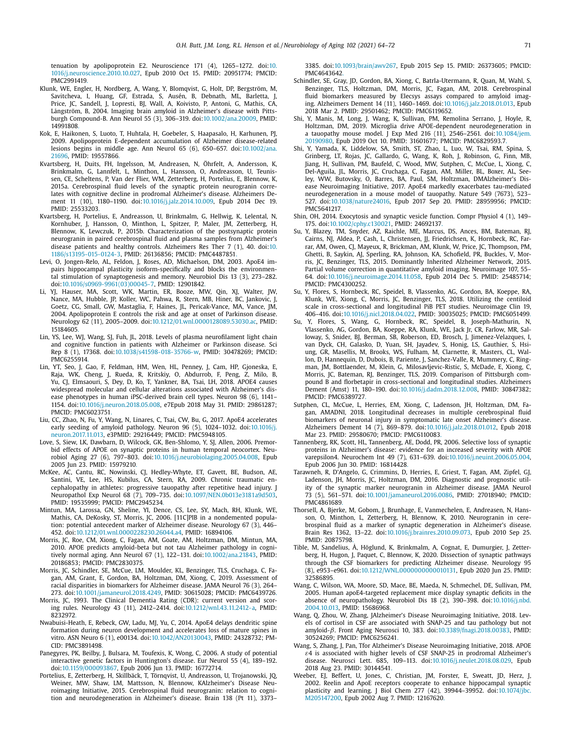tenuation by apolipoprotein E2. Neuroscience 171 (4), 1265–1272. doi:10.1016/j.neuroscience.2010.10.027, Epub 2010 Oct 15. PMID: 20951774; PMCID: PMC2991419.

Klunk, WE, Engler, H, Nordberg, A, Wang, Y, Blomqvist, G, Holt, DP, Bergström, M, Savitcheva, I, Huang, GF, Estrada, S, Ausén, B, Debnath, ML, Barletta, J, Price, JC, Sandell, J, Lopresti, BJ, Wall, A, Koivisto, P, Antoni, G, Mathis, CA, Långström, B, 2004. Imaging brain amyloid in Alzheimer's disease with Pittsburgh Compound-B. Ann Neurol 55 (3), 306–319. doi:10.1002/ana.20009, PMID: 14991808.

Kok, E, Haikonen, S, Luoto, T, Huhtala, H, Goebeler, S, Haapasalo, H, Karhunen, PJ, 2009. Apolipoprotein E-dependent accumulation of Alzheimer disease-related lesions begins in middle age. Ann Neurol 65 (6), 650–657. doi:10.1002/ana.21696, PMID: 19557866.

Kvartsberg, H, Duits, FH, Ingelsson, M, Andreasen, N, Öhrfelt, A, Andersson, K, Brinkmalm, G, Lannfelt, L, Minthon, L, Hansson, O, Andreasson, U, Teunissen, CE, Scheltens, P, Van der Flier, WM, Zetterberg, H, Portelius, E, Blennow, K, 2015a. Cerebrospinal fluid levels of the synaptic protein neurogranin correlates with cognitive decline in prodromal Alzheimer's disease. Alzheimers Dement 11 (10), 1180–1190. doi:10.1016/j.jalz.2014.10.009, Epub 2014 Dec 19. PMID: 25533203.

Kvartsberg, H, Portelius, E, Andreasson, U, Brinkmalm, G, Hellwig, K, Lelental, N, Kornhuber, J, Hansson, O, Minthon, L, Spitzer, P, Maler, JM, Zetterberg, H, Blennow, K, Lewczuk, P, 2015b. Characterization of the postsynaptic protein neurogranin in paired cerebrospinal fluid and plasma samples from Alzheimer's disease patients and healthy controls. Alzheimers Res Ther 7 (1), 40. doi:10.1186/s13195-015-0124-3, PMID: 26136856; PMCID: PMC4487851.

Levi, O, Jongen-Relo, AL, Feldon, J, Roses, AD, Michaelson, DM, 2003. ApoE4 impairs hippocampal plasticity isoform-specifically and blocks the environmental stimulation of synaptogenesis and memory. Neurobiol Dis 13 (3), 273–282. doi:10.1016/s0969-9961(03)00045-7, PMID: 12901842.

Li, YJ, Hauser, MA, Scott, WK, Martin, ER, Booze, MW, Qin, XJ, Walter, JW, Nance, MA, Hubble, JP, Koller, WC, Pahwa, R, Stern, MB, Hiner, BC, Jankovic, J, Goetz, CG, Small, GW, Mastaglia, F, Haines, JL, Pericak-Vance, MA, Vance, JM, 2004. Apolipoprotein E controls the risk and age at onset of Parkinson disease. Neurology 62 (11), 2005–2009. doi:10.1212/01.wnl.0000128089.53030.ac, PMID: 15184605.

Lin, YS, Lee, WJ, Wang, SJ, Fuh, JL, 2018. Levels of plasma neurofilament light chain and cognitive function in patients with Alzheimer or Parkinson disease. Sci Rep 8 (1), 17368. doi:10.1038/s41598-018-35766-w, PMID: 30478269; PMCID: PMC6255914.

Lin, YT, Seo, J, Gao, F, Feldman, HM, Wen, HL, Penney, J, Cam, HP, Gjoneska, E, Raja, WK, Cheng, J, Rueda, R, Kritskiy, O, Abdurrob, F, Peng, Z, Milo, B, Yu, CJ, Elmsaouri, S, Dey, D, Ko, T, Yankner, BA, Tsai, LH, 2018. APOE4 causes widespread molecular and cellular alterations associated with Alzheimer's disease phenotypes in human iPSC-derived brain cell types. Neuron 98 (6), 1141–1154. doi:10.1016/j.neuron.2018.05.008, e7Epub 2018 May 31. PMID: 29861287; PMCID: PMC6023751.

Liu, CC, Zhao, N, Fu, Y, Wang, N, Linares, C, Tsai, CW, Bu, G, 2017. ApoE4 accelerates early seeding of amyloid pathology. Neuron 96 (5), 1024–1032. doi:10.1016/j.neuron.2017.11.013, e3PMID: 29216449; PMCID: PMC5948105.

Love, S, Siew, LK, Dawbarn, D, Wilcock, GK, Ben-Shlomo, Y, SJ, Allen, 2006. Premorbid effects of APOE on synaptic proteins in human temporal neocortex. Neurobiol Aging 27 (6), 797–803. doi:10.1016/j.neurobiolaging.2005.04.008, Epub 2005 Jun 23. PMID: 15979210.

McKee, AC, Cantu, RC, Nowinski, CJ, Hedley-Whyte, ET, Gavett, BE, Budson, AE, Santini, VE, Lee, HS, Kubilus, CA, Stern, RA, 2009. Chronic traumatic encephalopathy in athletes: progressive tauopathy after repetitive head injury. J Neuropathol Exp Neurol 68 (7), 709–735. doi:10.1097/NEN.0b013e3181a9d503, PMID: 19535999; PMCID: PMC2945234.

Mintun, MA, Larossa, GN, Sheline, YI, Dence, CS, Lee, SY, Mach, RH, Klunk, WE, Mathis, CA, DeKosky, ST, Morris, JC, 2006. [11C]PIB in a nondemented population: potential antecedent marker of Alzheimer disease. Neurology 67 (3), 446–452. doi:10.1212/01.wnl.0000228230.26044.a4, PMID: 16894106.

Morris, JC, Roe, CM, Xiong, C, Fagan, AM, Goate, AM, Holtzman, DM, Mintun, MA, 2010. APOE predicts amyloid-beta but not tau Alzheimer pathology in cognitively normal aging. Ann Neurol 67 (1), 122–131. doi:10.1002/ana.21843, PMID: 20186853; PMCID: PMC2830375.

Morris, JC, Schindler, SE, McCue, LM, Moulder, KL, Benzinger, TLS, Cruchaga, C, Fagan, AM, Grant, E, Gordon, BA, Holtzman, DM, Xiong, C, 2019. Assessment of racial disparities in biomarkers for Alzheimer disease. JAMA Neurol 76 (3), 264–273. doi:10.1001/jamaneurol.2018.4249, PMID: 30615028; PMCID: PMC6439726.

Morris, JC, 1993. The Clinical Dementia Rating (CDR): current version and scoring rules. Neurology 43 (11), 2412–2414. doi:10.1212/wnl.43.11.2412-a, PMID: 8232972.

Nwabuisi-Heath, E, Rebeck, GW, Ladu, MJ, Yu, C, 2014. ApoE4 delays dendritic spine formation during neuron development and accelerates loss of mature spines in vitro. ASN Neuro 6 (1), e00134. doi:10.1042/AN20130043, PMID: 24328732; PMCID: PMC3891498.

Panegyres, PK, Beilby, J, Bulsara, M, Toufexis, K, Wong, C, 2006. A study of potential interactive genetic factors in Huntington's disease. Eur Neurol 55 (4), 189–192. doi:10.1159/000093867, Epub 2006 Jun 13. PMID: 16772714.

Portelius, E, Zetterberg, H, Skillbäck, T, Törnqvist, U, Andreasson, U, Trojanowski, JQ, Weiner, MW, Shaw, LM, Mattsson, N, Blennow, KAlzheimer's Disease Neuroimaging Initiative, 2015. Cerebrospinal fluid neurogranin: relation to cognition and neurodegeneration in Alzheimer's disease. Brain 138 (Pt 11), 3373–3385. doi:10.1093/brain/awv267, Epub 2015 Sep 15. PMID: 26373605; PMCID: PMC4643642.

Schindler, SE, Gray, JD, Gordon, BA, Xiong, C, Batrla-Utermann, R, Quan, M, Wahl, S, Benzinger, TLS, Holtzman, DM, Morris, JC, Fagan, AM, 2018. Cerebrospinal fluid biomarkers measured by Elecsys assays compared to amyloid imaging. Alzheimers Dement 14 (11), 1460–1469. doi:10.1016/j.jalz.2018.01.013, Epub 2018 Mar 2. PMID: 29501462; PMCID: PMC6119652.

Shi, Y, Manis, M, Long, J, Wang, K, Sullivan, PM, Remolina Serrano, J, Hoyle, R, Holtzman, DM, 2019. Microglia drive APOE-dependent neurodegeneration in a tauopathy mouse model. J Exp Med 216 (11), 2546–2561. doi:10.1084/jem.20190980, Epub 2019 Oct 10. PMID: 31601677; PMCID: PMC6829593.7.

Shi, Y, Yamada, K, Liddelow, SA, Smith, ST, Zhao, L, Luo, W, Tsai, RM, Spina, S, Grinberg, LT, Rojas, JC, Gallardo, G, Wang, K, Roh, J, Robinson, G, Finn, MB, Jiang, H, Sullivan, PM, Baufeld, C, Wood, MW, Sutphen, C, McCue, L, Xiong, C, Del-Aguila, JL, Morris, JC, Cruchaga, C, Fagan, AM, Miller, BL, Boxer, AL, Seeley, WW, Butovsky, O, Barres, BA, Paul, SM, Holtzman, DMAlzheimer's Disease Neuroimaging Initiative, 2017. ApoE4 markedly exacerbates tau-mediated neurodegeneration in a mouse model of tauopathy. Nature 549 (7673), 523–527. doi:10.1038/nature24016, Epub 2017 Sep 20. PMID: 28959956; PMCID: PMC5641217.

Shin, OH, 2014. Exocytosis and synaptic vesicle function. Compr Physiol 4 (1), 149–175. doi:10.1002/cphy.c130021, PMID: 24692137.

Su, Y, Blazey, TM, Snyder, AZ, Raichle, ME, Marcus, DS, Ances, BM, Bateman, RJ, Cairns, NJ, Aldea, P, Cash, L, Christensen, JJ, Friedrichsen, K, Hornbeck, RC, Farrar, AM, Owen, CJ, Mayeux, R, Brickman, AM, Klunk, W, Price, JC, Thompson, PM, Ghetti, B, Saykin, AJ, Sperling, RA, Johnson, KA, Schofield, PR, Buckles, V, Morris, JC, Benzinger, TLS, Dominantly Inherited Alzheimer Network, 2015. Partial volume correction in quantitative amyloid imaging. Neuroimage 107, 55–64. doi:10.1016/j.neuroimage.2014.11.058, Epub 2014 Dec 5. PMID: 25485714; PMCID: PMC4300252.

Su, Y, Flores, S, Hornbeck, RC, Speidel, B, Vlassenko, AG, Gordon, BA, Koeppe, RA, Klunk, WE, Xiong, C, Morris, JC, Benzinger, TLS, 2018. Utilizing the centiloid scale in cross-sectional and longitudinal PiB PET studies. Neuroimage Clin 19, 406–416. doi:10.1016/j.nicl.2018.04.022, PMID: 30035025; PMCID: PMC6051499.

Su, Y, Flores, S, Wang, G, Hornbeck, RC, Speidel, B, Joseph-Mathurin, N, Vlassenko, AG, Gordon, BA, Koeppe, RA, Klunk, WE, Jack Jr, CR, Farlow, MR, Salloway, S, Snider, BJ, Berman, SB, Roberson, ED, Brosch, J, Jimenez-Velazques, I, van Dyck, CH, Galasko, D, Yuan, SH, Jayadev, S, Honig, LS, Gauthier, S, Hsiung, GR, Masellis, M, Brooks, WS, Fulham, M, Clarnette, R, Masters, CL, Wallon, D, Hannequin, D, Dubois, B, Pariente, J, Sanchez-Valle, R, Mummery, C, Ringman, JM, Bottlaender, M, Klein, G, Milosavljevic-Ristic, S, McDade, E, Xiong, C, Morris, JC, Bateman, RJ, Benzinger, TLS, 2019. Comparison of Pittsburgh compound B and florbetapir in cross-sectional and longitudinal studies. Alzheimers Dement (Amst) 11, 180–190. doi:10.1016/j.dadm.2018.12.008, PMID: 30847382; PMCID: PMC6389727.

Sutphen, CL, McCue, L, Herries, EM, Xiong, C, Ladenson, JH, Holtzman, DM, Fagan, AMADNI, 2018. Longitudinal decreases in multiple cerebrospinal fluid biomarkers of neuronal injury in symptomatic late onset Alzheimer's disease. Alzheimers Dement 14 (7), 869–879. doi:10.1016/j.jalz.2018.01.012, Epub 2018 Mar 23. PMID: 29580670; PMCID: PMC6110083.

Tannenberg, RK, Scott, HL, Tannenberg, AE, Dodd, PR, 2006. Selective loss of synaptic proteins in Alzheimer's disease: evidence for an increased severity with APOE varepsilon4. Neurochem Int 49 (7), 631–639. doi:10.1016/j.neuint.2006.05.004, Epub 2006 Jun 30. PMID: 16814428.

Tarawneh, R, D'Angelo, G, Crimmins, D, Herries, E, Griest, T, Fagan, AM, Zipfel, GJ, Ladenson, JH, Morris, JC, Holtzman, DM, 2016. Diagnostic and prognostic utility of the synaptic marker neurogranin in Alzheimer disease. JAMA Neurol 73 (5), 561–571. doi:10.1001/jamaneurol.2016.0086, PMID: 27018940; PMCID: PMC4861689.

Thorsell, A, Bjerke, M, Gobom, J, Brunhage, E, Vanmechelen, E, Andreasen, N, Hansson, O, Minthon, L, Zetterberg, H, Blennow, K, 2010. Neurogranin in cerebrospinal fluid as a marker of synaptic degeneration in Alzheimer's disease. Brain Res 1362, 13–22. doi:10.1016/j.brainres.2010.09.073, Epub 2010 Sep 25. PMID: 20875798.

Tible, M, Sandelius, Å, Höglund, K, Brinkmalm, A, Cognat, E, Dumurgier, J, Zetterberg, H, Hugon, J, Paquet, C, Blennow, K, 2020. Dissection of synaptic pathways through the CSF biomarkers for predicting Alzheimer disease. Neurology 95 (8), e953–e961. doi:10.1212/WNL.0000000000010131, Epub 2020 Jun 25. PMID: 32586895.

Wang, C, Wilson, WA, Moore, SD, Mace, BE, Maeda, N, Schmechel, DE, Sullivan, PM, 2005. Human apoE4-targeted replacement mice display synaptic deficits in the absence of neuropathology. Neurobiol Dis 18 (2), 390–398. doi:10.1016/j.nbd.2004.10.013, PMID: 15686968.

Wang, Q, Zhou, W, Zhang, JAlzheimer's Disease Neuroimaging Initiative, 2018. Levels of cortisol in CSF are associated with SNAP-25 and tau pathology but not amyloid-$\beta$. Front Aging Neurosci 10, 383. doi:10.3389/fnagi.2018.00383, PMID: 30524269; PMCID: PMC6256241.

Wang, S, Zhang, J, Pan, Tfor Alzheimer's Disease Neuroimaging Initiative, 2018. APOE $\varepsilon$4 is associated with higher levels of CSF SNAP-25 in prodromal Alzheimer's disease. Neurosci Lett. 685, 109–113. doi:10.1016/j.neulet.2018.08.029, Epub 2018 Aug 23. PMID: 30144541.

Weeber, EJ, Beffert, U, Jones, C, Christian, JM, Forster, E, Sweatt, JD, Herz, J, 2002. Reelin and ApoE receptors cooperate to enhance hippocampal synaptic plasticity and learning. J Biol Chem 277 (42), 39944–39952. doi:10.1074/jbc.M205147200, Epub 2002 Aug 7. PMID: 12167620.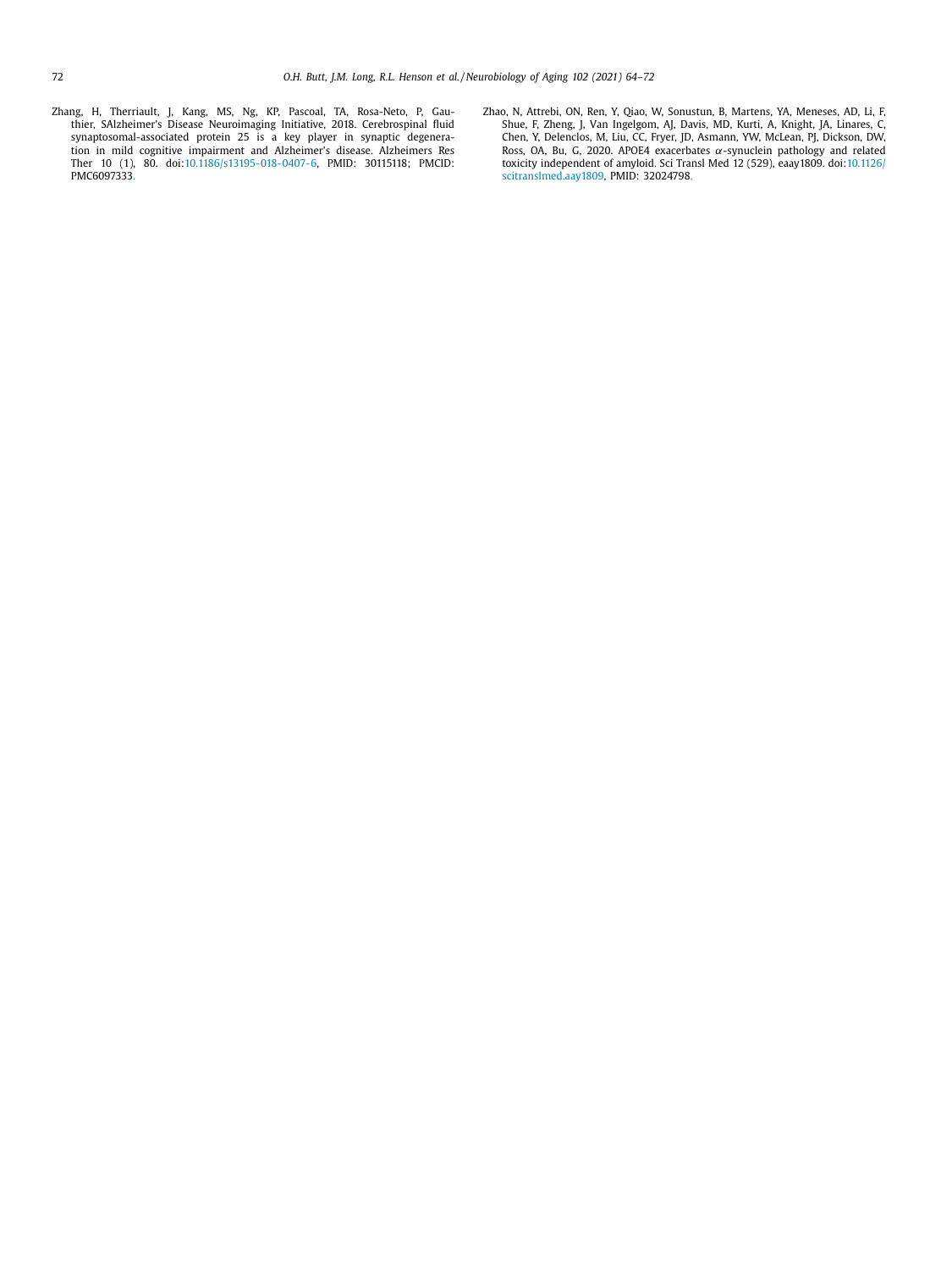Zhang, H, Therriault, J, Kang, MS, Ng, KP, Pascoal, TA, Rosa-Neto, P, Gauthier, SAlzheimer's Disease Neuroimaging Initiative, 2018. Cerebrospinal fluid synaptosomal-associated protein 25 is a key player in synaptic degeneration in mild cognitive impairment and Alzheimer's disease. Alzheimers Res Ther 10 (1), 80. doi:10.1186/s13195-018-0407-6, PMID: 30115118; PMCID: PMC6097333.

Zhao, N, Attrebi, ON, Ren, Y, Qiao, W, Sonustun, B, Martens, YA, Meneses, AD, Li, F, Shue, F, Zheng, J, Van Ingelgom, AJ, Davis, MD, Kurti, A, Knight, JA, Linares, C, Chen, Y, Delenclos, M, Liu, CC, Fryer, JD, Asmann, YW, McLean, PJ, Dickson, DW, Ross, OA, Bu, G, 2020. APOE4 exacerbates $\alpha$-synuclein pathology and related toxicity independent of amyloid. Sci Transl Med 12 (529), eaay1809. doi:10.1126/scitranslmed.aay1809, PMID: 32024798.